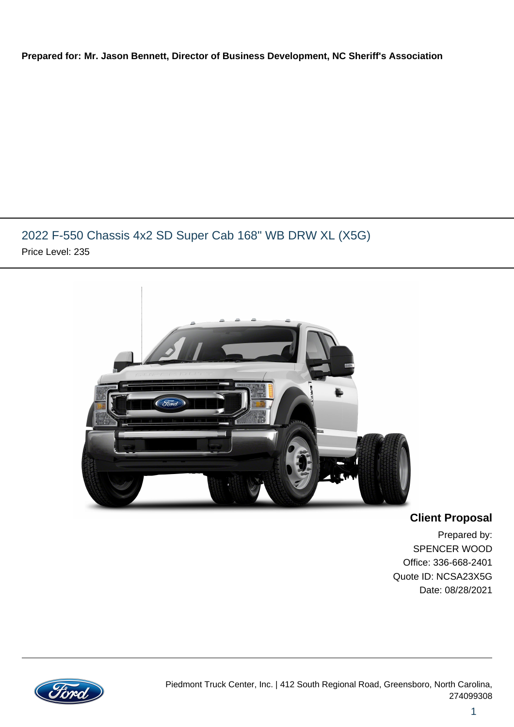**Prepared for: Mr. Jason Bennett, Director of Business Development, NC Sheriff's Association**

## 2022 F-550 Chassis 4x2 SD Super Cab 168" WB DRW XL (X5G)

Price Level: 235

**Client Proposal**

Prepared by:
SPENCER WOOD
Office: 336-668-2401
Quote ID: NCSA23X5G
Date: 08/28/2021

Piedmont Truck Center, Inc. | 412 South Regional Road, Greensboro, North Carolina, 274099308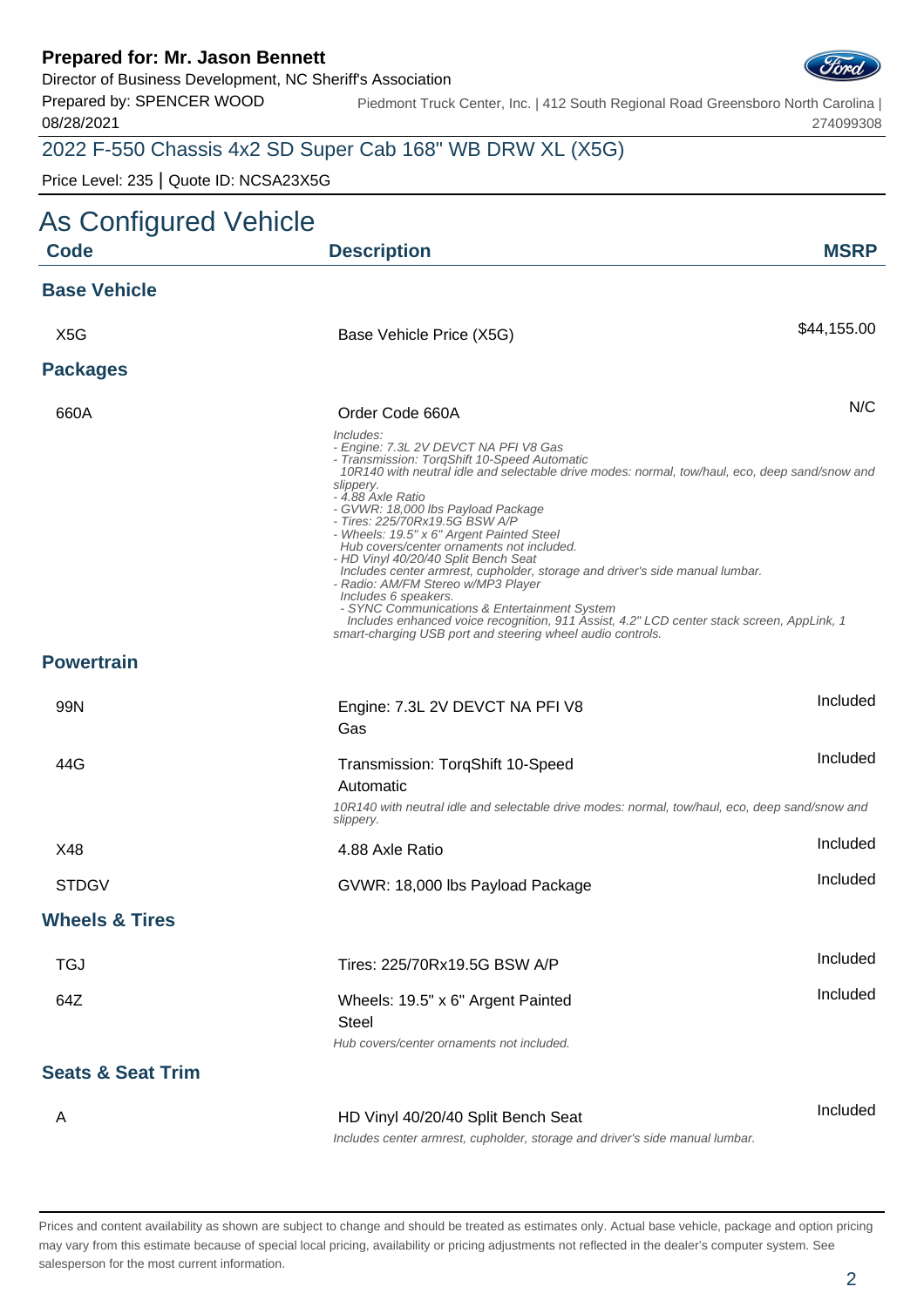**Prepared for: Mr. Jason Bennett**
Director of Business Development, NC Sheriff's Association
Prepared by: SPENCER WOOD
08/28/2021

Piedmont Truck Center, Inc. | 412 South Regional Road Greensboro North Carolina | 274099308

## 2022 F-550 Chassis 4x2 SD Super Cab 168" WB DRW XL (X5G)

Price Level: 235 | Quote ID: NCSA23X5G

# As Configured Vehicle

| Code | Description | MSRP |
|---|---|---|
| **Base Vehicle** | | |
| X5G | Base Vehicle Price (X5G) | $44,155.00 |
| **Packages** | | |
| 660A | Order Code 660A<br>*Includes:*<br>*- Engine: 7.3L 2V DEVCT NA PFI V8 Gas*<br>*- Transmission: TorqShift 10-Speed Automatic*<br>*10R140 with neutral idle and selectable drive modes: normal, tow/haul, eco, deep sand/snow and slippery.*<br>*- 4.88 Axle Ratio*<br>*- GVWR: 18,000 lbs Payload Package*<br>*- Tires: 225/70Rx19.5G BSW A/P*<br>*- Wheels: 19.5" x 6" Argent Painted Steel*<br>*Hub covers/center ornaments not included.*<br>*- HD Vinyl 40/20/40 Split Bench Seat*<br>*Includes center armrest, cupholder, storage and driver's side manual lumbar.*<br>*- Radio: AM/FM Stereo w/MP3 Player*<br>*Includes 6 speakers.*<br>*- SYNC Communications & Entertainment System*<br>*Includes enhanced voice recognition, 911 Assist, 4.2" LCD center stack screen, AppLink, 1 smart-charging USB port and steering wheel audio controls.* | N/C |
| **Powertrain** | | |
| 99N | Engine: 7.3L 2V DEVCT NA PFI V8 Gas | Included |
| 44G | Transmission: TorqShift 10-Speed Automatic<br>*10R140 with neutral idle and selectable drive modes: normal, tow/haul, eco, deep sand/snow and slippery.* | Included |
| X48 | 4.88 Axle Ratio | Included |
| STDGV | GVWR: 18,000 lbs Payload Package | Included |
| **Wheels & Tires** | | |
| TGJ | Tires: 225/70Rx19.5G BSW A/P | Included |
| 64Z | Wheels: 19.5" x 6" Argent Painted Steel<br>*Hub covers/center ornaments not included.* | Included |
| **Seats & Seat Trim** | | |
| A | HD Vinyl 40/20/40 Split Bench Seat<br>*Includes center armrest, cupholder, storage and driver's side manual lumbar.* | Included |

Prices and content availability as shown are subject to change and should be treated as estimates only. Actual base vehicle, package and option pricing may vary from this estimate because of special local pricing, availability or pricing adjustments not reflected in the dealer's computer system. See salesperson for the most current information.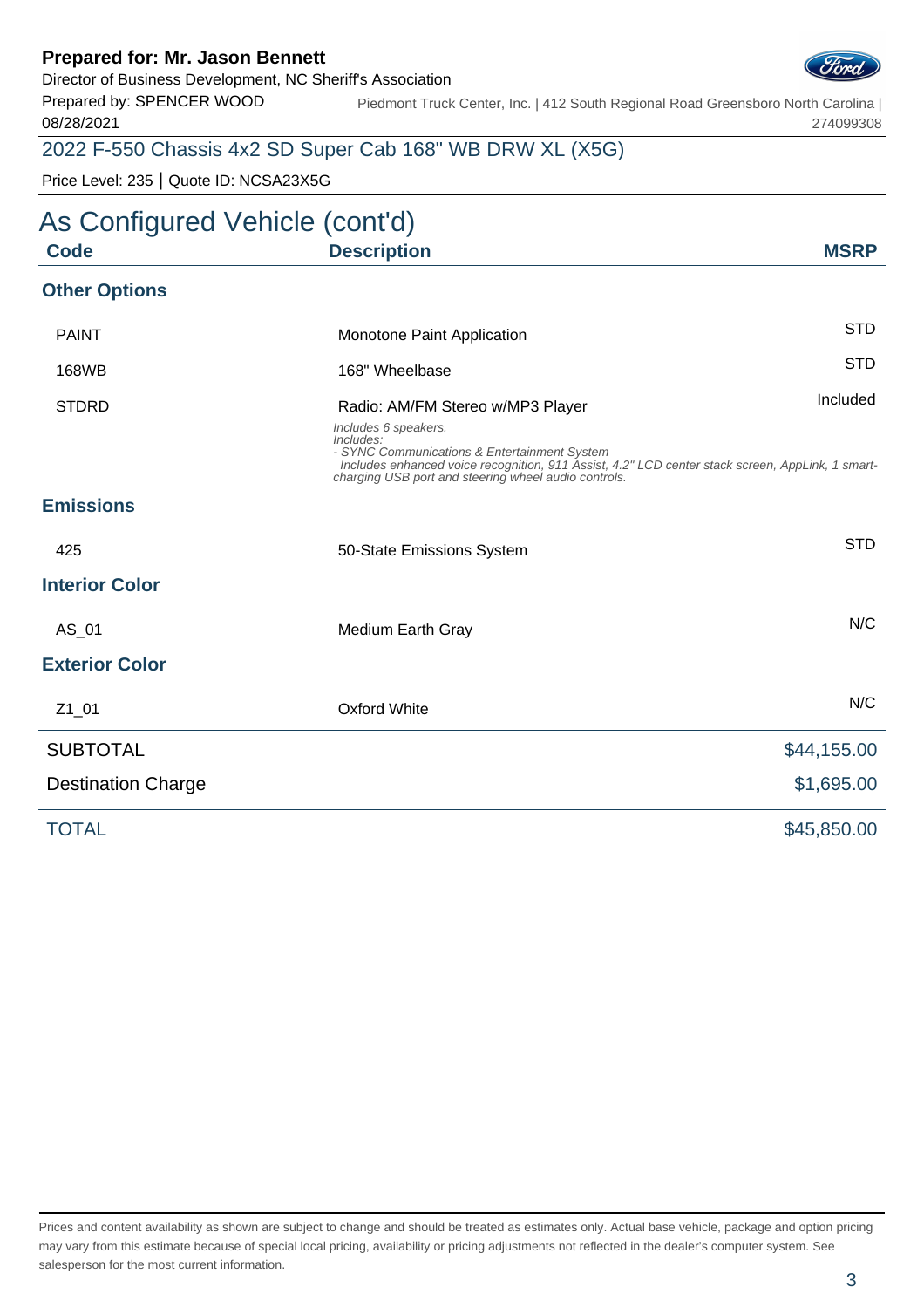**Prepared for: Mr. Jason Bennett**
Director of Business Development, NC Sheriff's Association
Prepared by: SPENCER WOOD
08/28/2021

Piedmont Truck Center, Inc. | 412 South Regional Road Greensboro North Carolina | 274099308

2022 F-550 Chassis 4x2 SD Super Cab 168" WB DRW XL (X5G)

Price Level: 235 | Quote ID: NCSA23X5G

# As Configured Vehicle (cont'd)

| Code | Description | MSRP |
|---|---|---|
| **Other Options** | | |
| PAINT | Monotone Paint Application | STD |
| 168WB | 168" Wheelbase | STD |
| STDRD | Radio: AM/FM Stereo w/MP3 Player<br>*Includes 6 speakers.*<br>*Includes:*<br>*- SYNC Communications & Entertainment System*<br>*Includes enhanced voice recognition, 911 Assist, 4.2" LCD center stack screen, AppLink, 1 smart-charging USB port and steering wheel audio controls.* | Included |
| **Emissions** | | |
| 425 | 50-State Emissions System | STD |
| **Interior Color** | | |
| AS_01 | Medium Earth Gray | N/C |
| **Exterior Color** | | |
| Z1_01 | Oxford White | N/C |

| | |
|---|---|
| SUBTOTAL | $44,155.00 |
| Destination Charge | $1,695.00 |
| TOTAL | $45,850.00 |

Prices and content availability as shown are subject to change and should be treated as estimates only. Actual base vehicle, package and option pricing may vary from this estimate because of special local pricing, availability or pricing adjustments not reflected in the dealer's computer system. See salesperson for the most current information.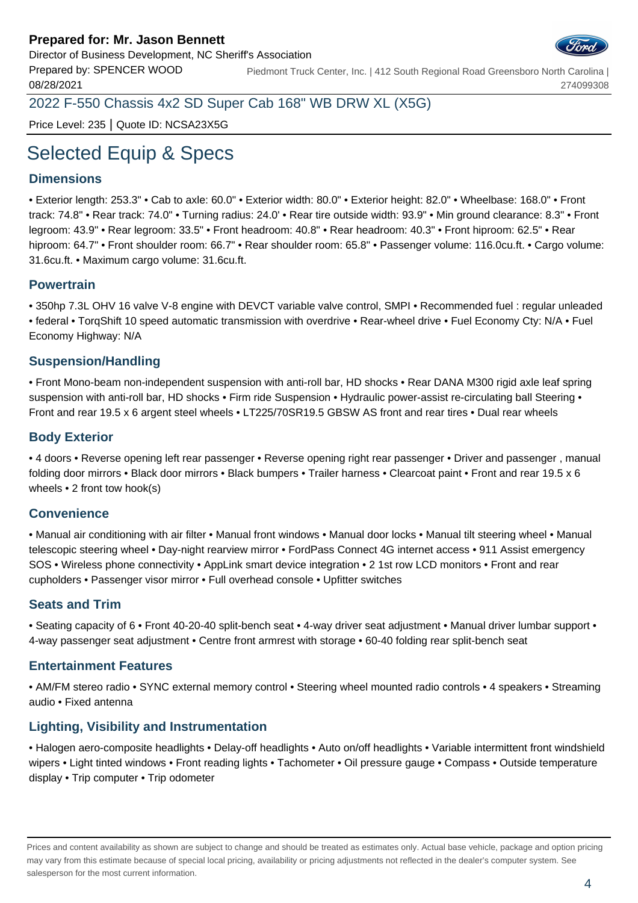**Prepared for: Mr. Jason Bennett**
Director of Business Development, NC Sheriff's Association
Prepared by: SPENCER WOOD
08/28/2021

Piedmont Truck Center, Inc. | 412 South Regional Road Greensboro North Carolina | 274099308

2022 F-550 Chassis 4x2 SD Super Cab 168" WB DRW XL (X5G)

Price Level: 235 | Quote ID: NCSA23X5G

# Selected Equip & Specs

## Dimensions

• Exterior length: 253.3" • Cab to axle: 60.0" • Exterior width: 80.0" • Exterior height: 82.0" • Wheelbase: 168.0" • Front track: 74.8" • Rear track: 74.0" • Turning radius: 24.0' • Rear tire outside width: 93.9" • Min ground clearance: 8.3" • Front legroom: 43.9" • Rear legroom: 33.5" • Front headroom: 40.8" • Rear headroom: 40.3" • Front hiproom: 62.5" • Rear hiproom: 64.7" • Front shoulder room: 66.7" • Rear shoulder room: 65.8" • Passenger volume: 116.0cu.ft. • Cargo volume: 31.6cu.ft. • Maximum cargo volume: 31.6cu.ft.

## Powertrain

• 350hp 7.3L OHV 16 valve V-8 engine with DEVCT variable valve control, SMPI • Recommended fuel : regular unleaded • federal • TorqShift 10 speed automatic transmission with overdrive • Rear-wheel drive • Fuel Economy Cty: N/A • Fuel Economy Highway: N/A

## Suspension/Handling

• Front Mono-beam non-independent suspension with anti-roll bar, HD shocks • Rear DANA M300 rigid axle leaf spring suspension with anti-roll bar, HD shocks • Firm ride Suspension • Hydraulic power-assist re-circulating ball Steering • Front and rear 19.5 x 6 argent steel wheels • LT225/70SR19.5 GBSW AS front and rear tires • Dual rear wheels

## Body Exterior

• 4 doors • Reverse opening left rear passenger • Reverse opening right rear passenger • Driver and passenger , manual folding door mirrors • Black door mirrors • Black bumpers • Trailer harness • Clearcoat paint • Front and rear 19.5 x 6 wheels • 2 front tow hook(s)

## Convenience

• Manual air conditioning with air filter • Manual front windows • Manual door locks • Manual tilt steering wheel • Manual telescopic steering wheel • Day-night rearview mirror • FordPass Connect 4G internet access • 911 Assist emergency SOS • Wireless phone connectivity • AppLink smart device integration • 2 1st row LCD monitors • Front and rear cupholders • Passenger visor mirror • Full overhead console • Upfitter switches

## Seats and Trim

• Seating capacity of 6 • Front 40-20-40 split-bench seat • 4-way driver seat adjustment • Manual driver lumbar support • 4-way passenger seat adjustment • Centre front armrest with storage • 60-40 folding rear split-bench seat

## Entertainment Features

• AM/FM stereo radio • SYNC external memory control • Steering wheel mounted radio controls • 4 speakers • Streaming audio • Fixed antenna

## Lighting, Visibility and Instrumentation

• Halogen aero-composite headlights • Delay-off headlights • Auto on/off headlights • Variable intermittent front windshield wipers • Light tinted windows • Front reading lights • Tachometer • Oil pressure gauge • Compass • Outside temperature display • Trip computer • Trip odometer

Prices and content availability as shown are subject to change and should be treated as estimates only. Actual base vehicle, package and option pricing may vary from this estimate because of special local pricing, availability or pricing adjustments not reflected in the dealer's computer system. See salesperson for the most current information.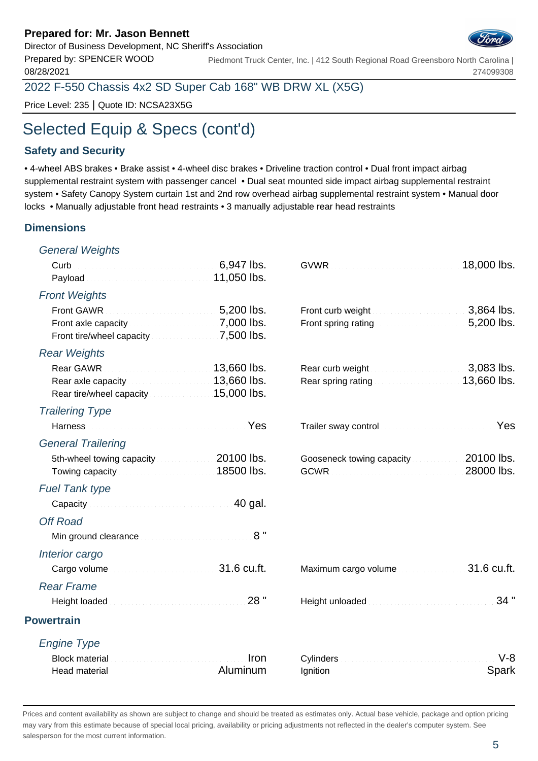**Prepared for: Mr. Jason Bennett**
Director of Business Development, NC Sheriff's Association
Prepared by: SPENCER WOOD
08/28/2021

Piedmont Truck Center, Inc. | 412 South Regional Road Greensboro North Carolina | 274099308

2022 F-550 Chassis 4x2 SD Super Cab 168" WB DRW XL (X5G)

Price Level: 235 | Quote ID: NCSA23X5G

# Selected Equip & Specs (cont'd)

## Safety and Security

• 4-wheel ABS brakes • Brake assist • 4-wheel disc brakes • Driveline traction control • Dual front impact airbag supplemental restraint system with passenger cancel • Dual seat mounted side impact airbag supplemental restraint system • Safety Canopy System curtain 1st and 2nd row overhead airbag supplemental restraint system • Manual door locks • Manually adjustable front head restraints • 3 manually adjustable rear head restraints

## Dimensions

### *General Weights*

| | | | |
|---|---|---|---|
| Curb | 6,947 lbs. | GVWR | 18,000 lbs. |
| Payload | 11,050 lbs. | | |

### *Front Weights*

| | | | |
|---|---|---|---|
| Front GAWR | 5,200 lbs. | Front curb weight | 3,864 lbs. |
| Front axle capacity | 7,000 lbs. | Front spring rating | 5,200 lbs. |
| Front tire/wheel capacity | 7,500 lbs. | | |

### *Rear Weights*

| | | | |
|---|---|---|---|
| Rear GAWR | 13,660 lbs. | Rear curb weight | 3,083 lbs. |
| Rear axle capacity | 13,660 lbs. | Rear spring rating | 13,660 lbs. |
| Rear tire/wheel capacity | 15,000 lbs. | | |

### *Trailering Type*

| | | | |
|---|---|---|---|
| Harness | Yes | Trailer sway control | Yes |

### *General Trailering*

| | | | |
|---|---|---|---|
| 5th-wheel towing capacity | 20100 lbs. | Gooseneck towing capacity | 20100 lbs. |
| Towing capacity | 18500 lbs. | GCWR | 28000 lbs. |

### *Fuel Tank type*

| | |
|---|---|
| Capacity | 40 gal. |

### *Off Road*

| | |
|---|---|
| Min ground clearance | 8 " |

### *Interior cargo*

| | | | |
|---|---|---|---|
| Cargo volume | 31.6 cu.ft. | Maximum cargo volume | 31.6 cu.ft. |

### *Rear Frame*

| | | | |
|---|---|---|---|
| Height loaded | 28 " | Height unloaded | 34 " |

## Powertrain

### *Engine Type*

| | | | |
|---|---|---|---|
| Block material | Iron | Cylinders | V-8 |
| Head material | Aluminum | Ignition | Spark |

Prices and content availability as shown are subject to change and should be treated as estimates only. Actual base vehicle, package and option pricing may vary from this estimate because of special local pricing, availability or pricing adjustments not reflected in the dealer's computer system. See salesperson for the most current information.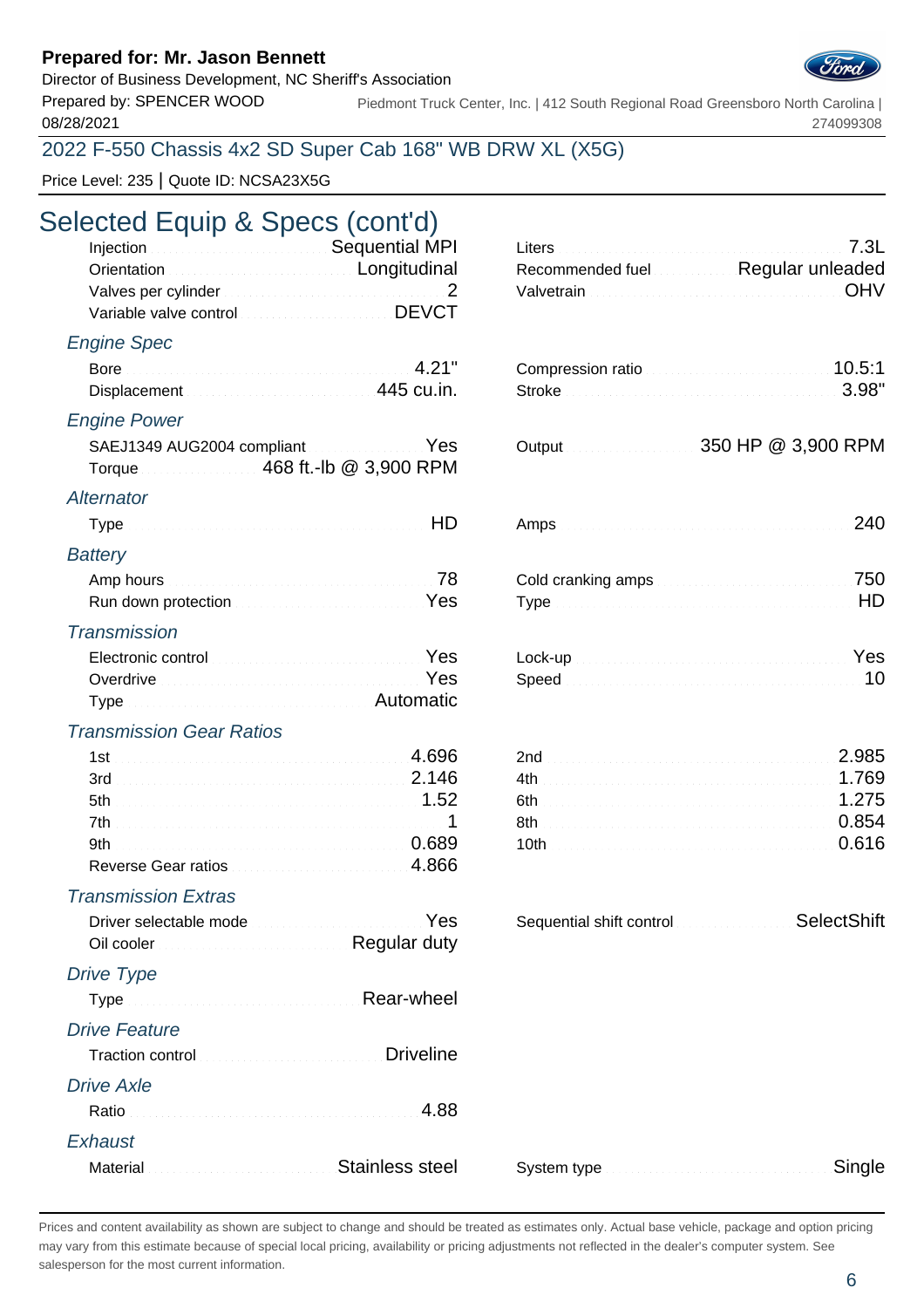**Prepared for: Mr. Jason Bennett**
Director of Business Development, NC Sheriff's Association
Prepared by: SPENCER WOOD
08/28/2021

Piedmont Truck Center, Inc. | 412 South Regional Road Greensboro North Carolina | 274099308

2022 F-550 Chassis 4x2 SD Super Cab 168" WB DRW XL (X5G)

Price Level: 235 | Quote ID: NCSA23X5G

# Selected Equip & Specs (cont'd)

| | | | |
|---|---|---|---|
| Injection | Sequential MPI | Liters | 7.3L |
| Orientation | Longitudinal | Recommended fuel | Regular unleaded |
| Valves per cylinder | 2 | Valvetrain | OHV |
| Variable valve control | DEVCT | | |

### Engine Spec

| | | | |
|---|---|---|---|
| Bore | 4.21" | Compression ratio | 10.5:1 |
| Displacement | 445 cu.in. | Stroke | 3.98" |

### Engine Power

| | | | |
|---|---|---|---|
| SAEJ1349 AUG2004 compliant | Yes | Output | 350 HP @ 3,900 RPM |
| Torque | 468 ft.-lb @ 3,900 RPM | | |

### Alternator

| | | | |
|---|---|---|---|
| Type | HD | Amps | 240 |

### Battery

| | | | |
|---|---|---|---|
| Amp hours | 78 | Cold cranking amps | 750 |
| Run down protection | Yes | Type | HD |

### Transmission

| | | | |
|---|---|---|---|
| Electronic control | Yes | Lock-up | Yes |
| Overdrive | Yes | Speed | 10 |
| Type | Automatic | | |

### Transmission Gear Ratios

| | | | |
|---|---|---|---|
| 1st | 4.696 | 2nd | 2.985 |
| 3rd | 2.146 | 4th | 1.769 |
| 5th | 1.52 | 6th | 1.275 |
| 7th | 1 | 8th | 0.854 |
| 9th | 0.689 | 10th | 0.616 |
| Reverse Gear ratios | 4.866 | | |

### Transmission Extras

| | | | |
|---|---|---|---|
| Driver selectable mode | Yes | Sequential shift control | SelectShift |
| Oil cooler | Regular duty | | |

### Drive Type

| | |
|---|---|
| Type | Rear-wheel |

### Drive Feature

| | |
|---|---|
| Traction control | Driveline |

### Drive Axle

| | |
|---|---|
| Ratio | 4.88 |

### Exhaust

| | | | |
|---|---|---|---|
| Material | Stainless steel | System type | Single |

Prices and content availability as shown are subject to change and should be treated as estimates only. Actual base vehicle, package and option pricing may vary from this estimate because of special local pricing, availability or pricing adjustments not reflected in the dealer's computer system. See salesperson for the most current information.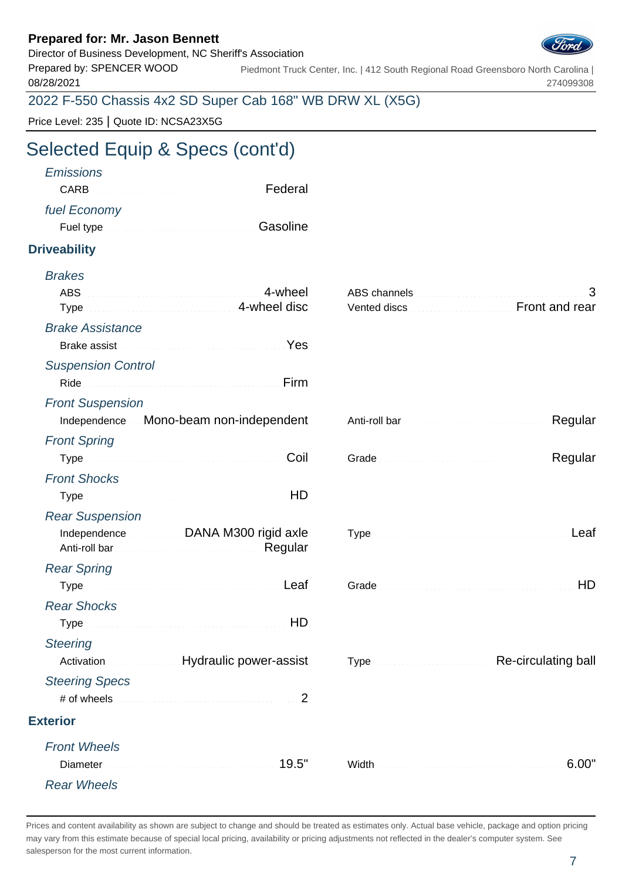**Prepared for: Mr. Jason Bennett**
Director of Business Development, NC Sheriff's Association
Prepared by: SPENCER WOOD
08/28/2021

Piedmont Truck Center, Inc. | 412 South Regional Road Greensboro North Carolina | 274099308

2022 F-550 Chassis 4x2 SD Super Cab 168" WB DRW XL (X5G)

Price Level: 235 | Quote ID: NCSA23X5G

# Selected Equip & Specs (cont'd)

*Emissions*

CARB: Federal

*fuel Economy*

Fuel type: Gasoline

## Driveability

*Brakes*

ABS: 4-wheel
Type: 4-wheel disc
ABS channels: 3
Vented discs: Front and rear

*Brake Assistance*

Brake assist: Yes

*Suspension Control*

Ride: Firm

*Front Suspension*

Independence: Mono-beam non-independent
Anti-roll bar: Regular

*Front Spring*

Type: Coil
Grade: Regular

*Front Shocks*

Type: HD

*Rear Suspension*

Independence: DANA M300 rigid axle
Anti-roll bar: Regular
Type: Leaf

*Rear Spring*

Type: Leaf
Grade: HD

*Rear Shocks*

Type: HD

*Steering*

Activation: Hydraulic power-assist
Type: Re-circulating ball

*Steering Specs*

# of wheels: 2

## Exterior

*Front Wheels*

Diameter: 19.5"
Width: 6.00"

*Rear Wheels*

Prices and content availability as shown are subject to change and should be treated as estimates only. Actual base vehicle, package and option pricing may vary from this estimate because of special local pricing, availability or pricing adjustments not reflected in the dealer's computer system. See salesperson for the most current information.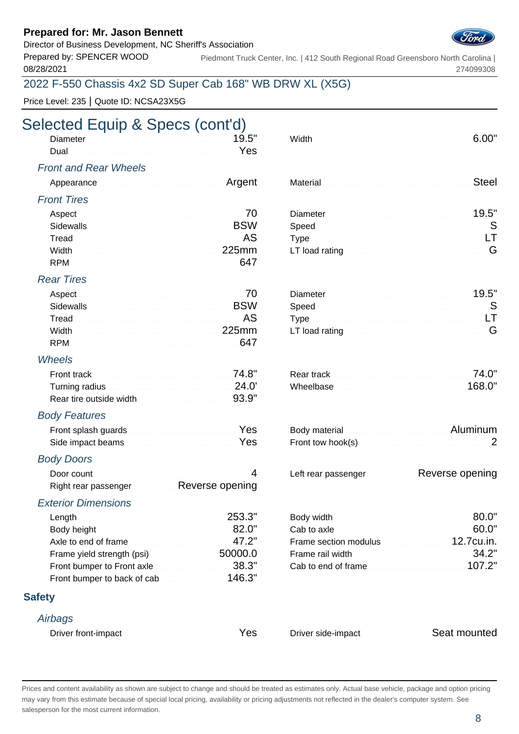**Prepared for: Mr. Jason Bennett**
Director of Business Development, NC Sheriff's Association
Prepared by: SPENCER WOOD
08/28/2021

Piedmont Truck Center, Inc. | 412 South Regional Road Greensboro North Carolina | 274099308

## 2022 F-550 Chassis 4x2 SD Super Cab 168" WB DRW XL (X5G)

Price Level: 235 | Quote ID: NCSA23X5G

# Selected Equip & Specs (cont'd)

| | | | |
|---|---|---|---|
| Diameter | 19.5" | Width | 6.00" |
| Dual | Yes | | |

### *Front and Rear Wheels*

| | | | |
|---|---|---|---|
| Appearance | Argent | Material | Steel |

### *Front Tires*

| | | | |
|---|---|---|---|
| Aspect | 70 | Diameter | 19.5" |
| Sidewalls | BSW | Speed | S |
| Tread | AS | Type | LT |
| Width | 225mm | LT load rating | G |
| RPM | 647 | | |

### *Rear Tires*

| | | | |
|---|---|---|---|
| Aspect | 70 | Diameter | 19.5" |
| Sidewalls | BSW | Speed | S |
| Tread | AS | Type | LT |
| Width | 225mm | LT load rating | G |
| RPM | 647 | | |

### *Wheels*

| | | | |
|---|---|---|---|
| Front track | 74.8" | Rear track | 74.0" |
| Turning radius | 24.0' | Wheelbase | 168.0" |
| Rear tire outside width | 93.9" | | |

### *Body Features*

| | | | |
|---|---|---|---|
| Front splash guards | Yes | Body material | Aluminum |
| Side impact beams | Yes | Front tow hook(s) | 2 |

### *Body Doors*

| | | | |
|---|---|---|---|
| Door count | 4 | Left rear passenger | Reverse opening |
| Right rear passenger | Reverse opening | | |

### *Exterior Dimensions*

| | | | |
|---|---|---|---|
| Length | 253.3" | Body width | 80.0" |
| Body height | 82.0" | Cab to axle | 60.0" |
| Axle to end of frame | 47.2" | Frame section modulus | 12.7cu.in. |
| Frame yield strength (psi) | 50000.0 | Frame rail width | 34.2" |
| Front bumper to Front axle | 38.3" | Cab to end of frame | 107.2" |
| Front bumper to back of cab | 146.3" | | |

## Safety

### *Airbags*

| | | | |
|---|---|---|---|
| Driver front-impact | Yes | Driver side-impact | Seat mounted |

Prices and content availability as shown are subject to change and should be treated as estimates only. Actual base vehicle, package and option pricing may vary from this estimate because of special local pricing, availability or pricing adjustments not reflected in the dealer's computer system. See salesperson for the most current information.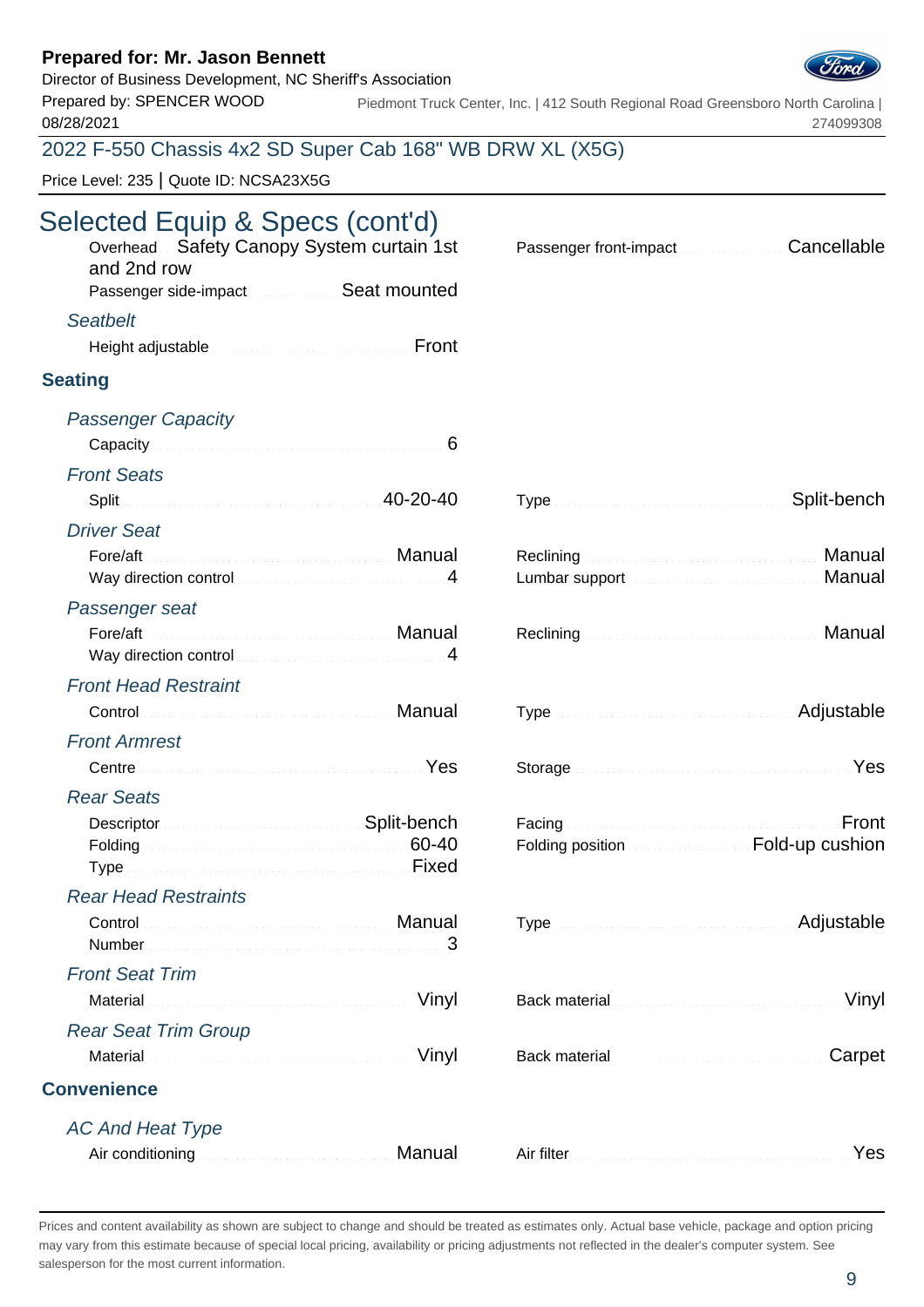## Selected Equip & Specs (cont'd)

Overhead: Safety Canopy System curtain 1st and 2nd row
Passenger side-impact: Seat mounted
Passenger front-impact: Cancellable

*Seatbelt*

Height adjustable: Front

### Seating

*Passenger Capacity*

Capacity: 6

*Front Seats*

Split: 40-20-40
Type: Split-bench

*Driver Seat*

Fore/aft: Manual
Way direction control: 4
Reclining: Manual
Lumbar support: Manual

*Passenger seat*

Fore/aft: Manual
Way direction control: 4
Reclining: Manual

*Front Head Restraint*

Control: Manual
Type: Adjustable

*Front Armrest*

Centre: Yes
Storage: Yes

*Rear Seats*

Descriptor: Split-bench
Folding: 60-40
Type: Fixed
Facing: Front
Folding position: Fold-up cushion

*Rear Head Restraints*

Control: Manual
Number: 3
Type: Adjustable

*Front Seat Trim*

Material: Vinyl
Back material: Vinyl

*Rear Seat Trim Group*

Material: Vinyl
Back material: Carpet

### Convenience

*AC And Heat Type*

Air conditioning: Manual
Air filter: Yes

Prices and content availability as shown are subject to change and should be treated as estimates only. Actual base vehicle, package and option pricing may vary from this estimate because of special local pricing, availability or pricing adjustments not reflected in the dealer's computer system. See salesperson for the most current information.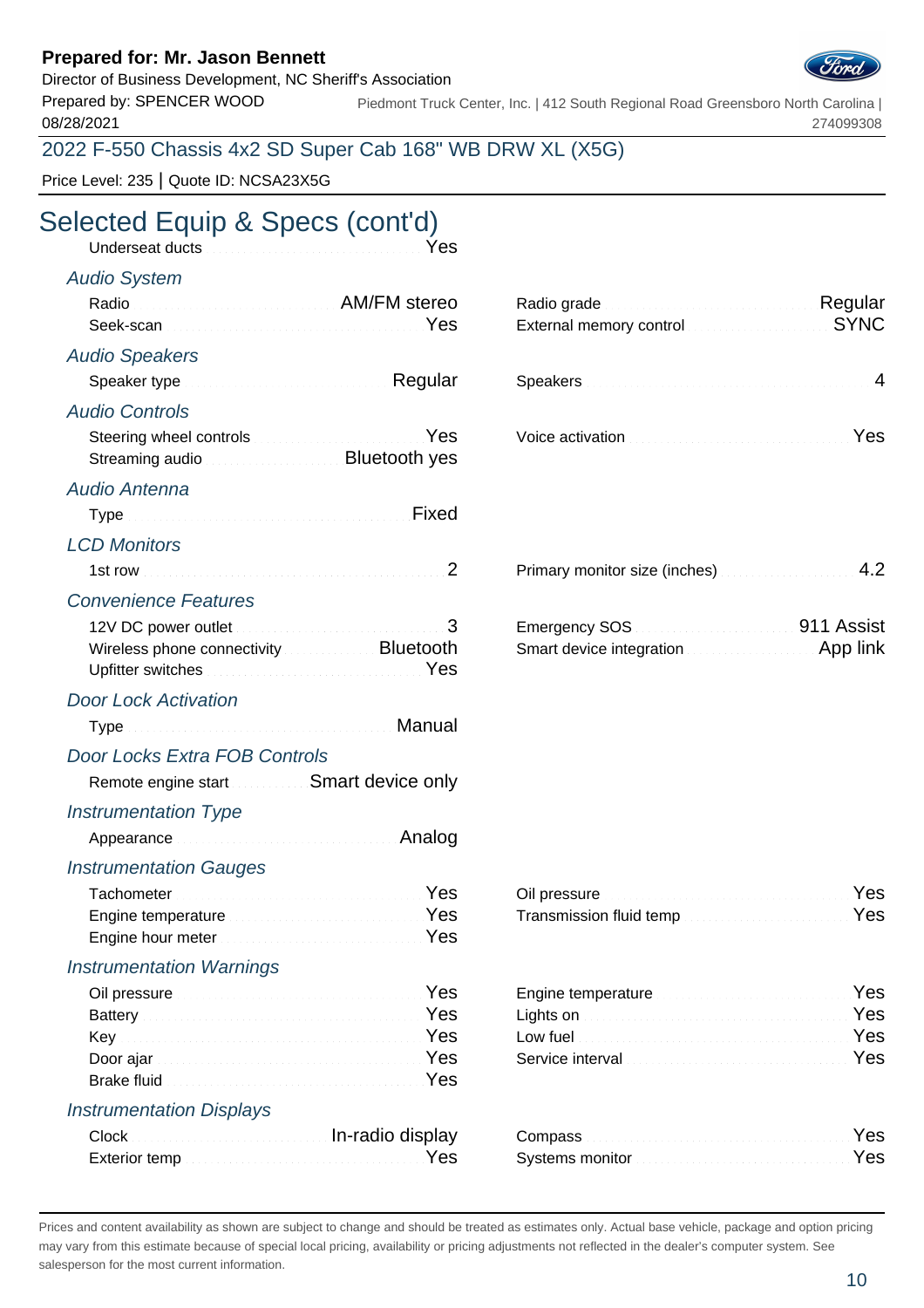**Prepared for: Mr. Jason Bennett**
Director of Business Development, NC Sheriff's Association
Prepared by: SPENCER WOOD
08/28/2021

Piedmont Truck Center, Inc. | 412 South Regional Road Greensboro North Carolina | 274099308

2022 F-550 Chassis 4x2 SD Super Cab 168" WB DRW XL (X5G)

Price Level: 235 | Quote ID: NCSA23X5G

# Selected Equip & Specs (cont'd)

Underseat ducts: Yes

### Audio System

| | | | |
|---|---|---|---|
| Radio | AM/FM stereo | Radio grade | Regular |
| Seek-scan | Yes | External memory control | SYNC |

### Audio Speakers

| | | | |
|---|---|---|---|
| Speaker type | Regular | Speakers | 4 |

### Audio Controls

| | | | |
|---|---|---|---|
| Steering wheel controls | Yes | Voice activation | Yes |
| Streaming audio | Bluetooth yes | | |

### Audio Antenna

| | |
|---|---|
| Type | Fixed |

### LCD Monitors

| | | | |
|---|---|---|---|
| 1st row | 2 | Primary monitor size (inches) | 4.2 |

### Convenience Features

| | | | |
|---|---|---|---|
| 12V DC power outlet | 3 | Emergency SOS | 911 Assist |
| Wireless phone connectivity | Bluetooth | Smart device integration | App link |
| Upfitter switches | Yes | | |

### Door Lock Activation

| | |
|---|---|
| Type | Manual |

### Door Locks Extra FOB Controls

| | |
|---|---|
| Remote engine start | Smart device only |

### Instrumentation Type

| | |
|---|---|
| Appearance | Analog |

### Instrumentation Gauges

| | | | |
|---|---|---|---|
| Tachometer | Yes | Oil pressure | Yes |
| Engine temperature | Yes | Transmission fluid temp | Yes |
| Engine hour meter | Yes | | |

### Instrumentation Warnings

| | | | |
|---|---|---|---|
| Oil pressure | Yes | Engine temperature | Yes |
| Battery | Yes | Lights on | Yes |
| Key | Yes | Low fuel | Yes |
| Door ajar | Yes | Service interval | Yes |
| Brake fluid | Yes | | |

### Instrumentation Displays

| | | | |
|---|---|---|---|
| Clock | In-radio display | Compass | Yes |
| Exterior temp | Yes | Systems monitor | Yes |

Prices and content availability as shown are subject to change and should be treated as estimates only. Actual base vehicle, package and option pricing may vary from this estimate because of special local pricing, availability or pricing adjustments not reflected in the dealer's computer system. See salesperson for the most current information.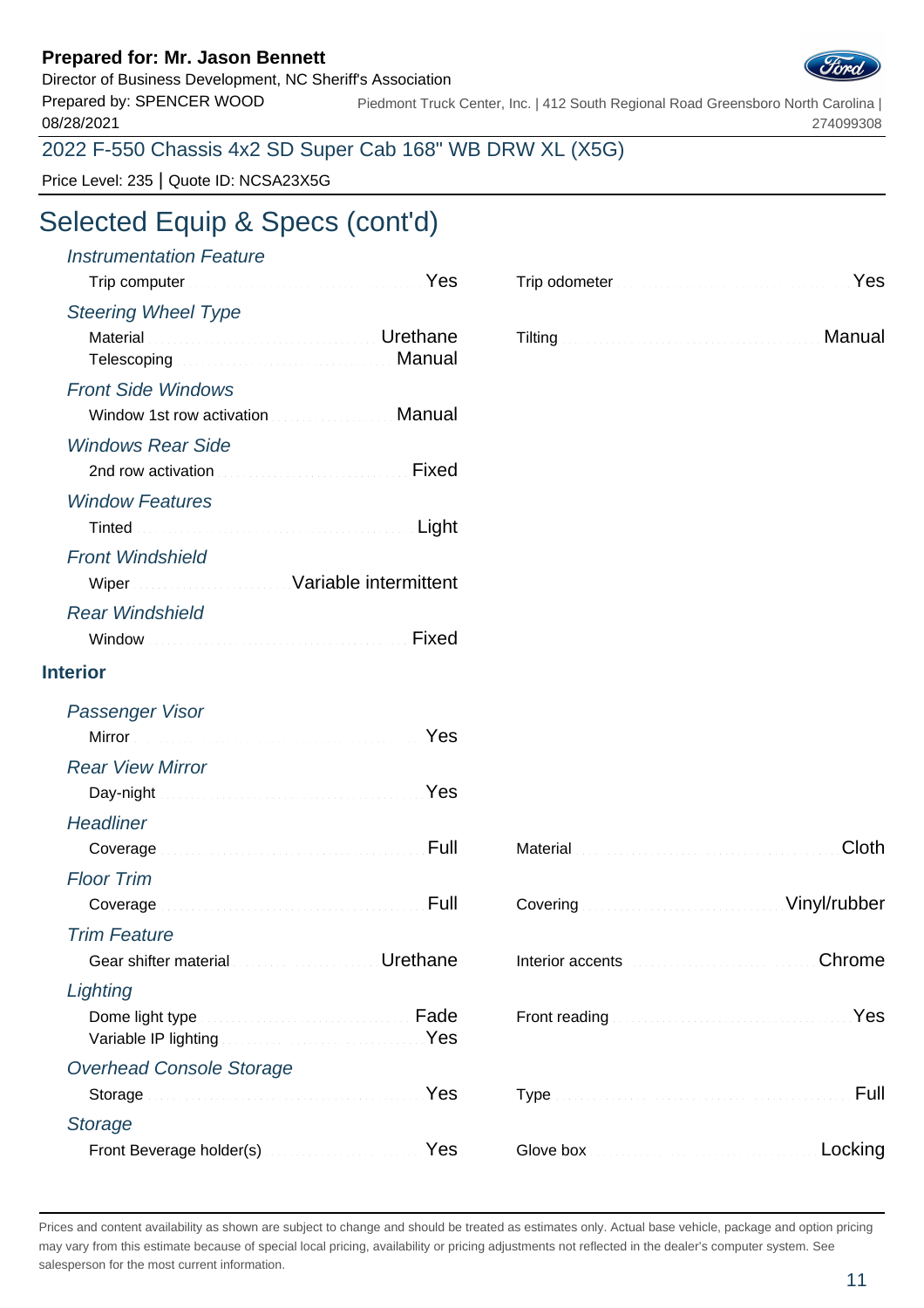## Selected Equip & Specs (cont'd)

*Instrumentation Feature*

| | | | |
|---|---|---|---|
| Trip computer | Yes | Trip odometer | Yes |

*Steering Wheel Type*

| | | | |
|---|---|---|---|
| Material | Urethane | Tilting | Manual |
| Telescoping | Manual | | |

*Front Side Windows*

| | |
|---|---|
| Window 1st row activation | Manual |

*Windows Rear Side*

| | |
|---|---|
| 2nd row activation | Fixed |

*Window Features*

| | |
|---|---|
| Tinted | Light |

*Front Windshield*

| | |
|---|---|
| Wiper | Variable intermittent |

*Rear Windshield*

| | |
|---|---|
| Window | Fixed |

### Interior

*Passenger Visor*

| | |
|---|---|
| Mirror | Yes |

*Rear View Mirror*

| | |
|---|---|
| Day-night | Yes |

*Headliner*

| | | | |
|---|---|---|---|
| Coverage | Full | Material | Cloth |

*Floor Trim*

| | | | |
|---|---|---|---|
| Coverage | Full | Covering | Vinyl/rubber |

*Trim Feature*

| | | | |
|---|---|---|---|
| Gear shifter material | Urethane | Interior accents | Chrome |

*Lighting*

| | | | |
|---|---|---|---|
| Dome light type | Fade | Front reading | Yes |
| Variable IP lighting | Yes | | |

*Overhead Console Storage*

| | | | |
|---|---|---|---|
| Storage | Yes | Type | Full |

*Storage*

| | | | |
|---|---|---|---|
| Front Beverage holder(s) | Yes | Glove box | Locking |

Prices and content availability as shown are subject to change and should be treated as estimates only. Actual base vehicle, package and option pricing may vary from this estimate because of special local pricing, availability or pricing adjustments not reflected in the dealer's computer system. See salesperson for the most current information.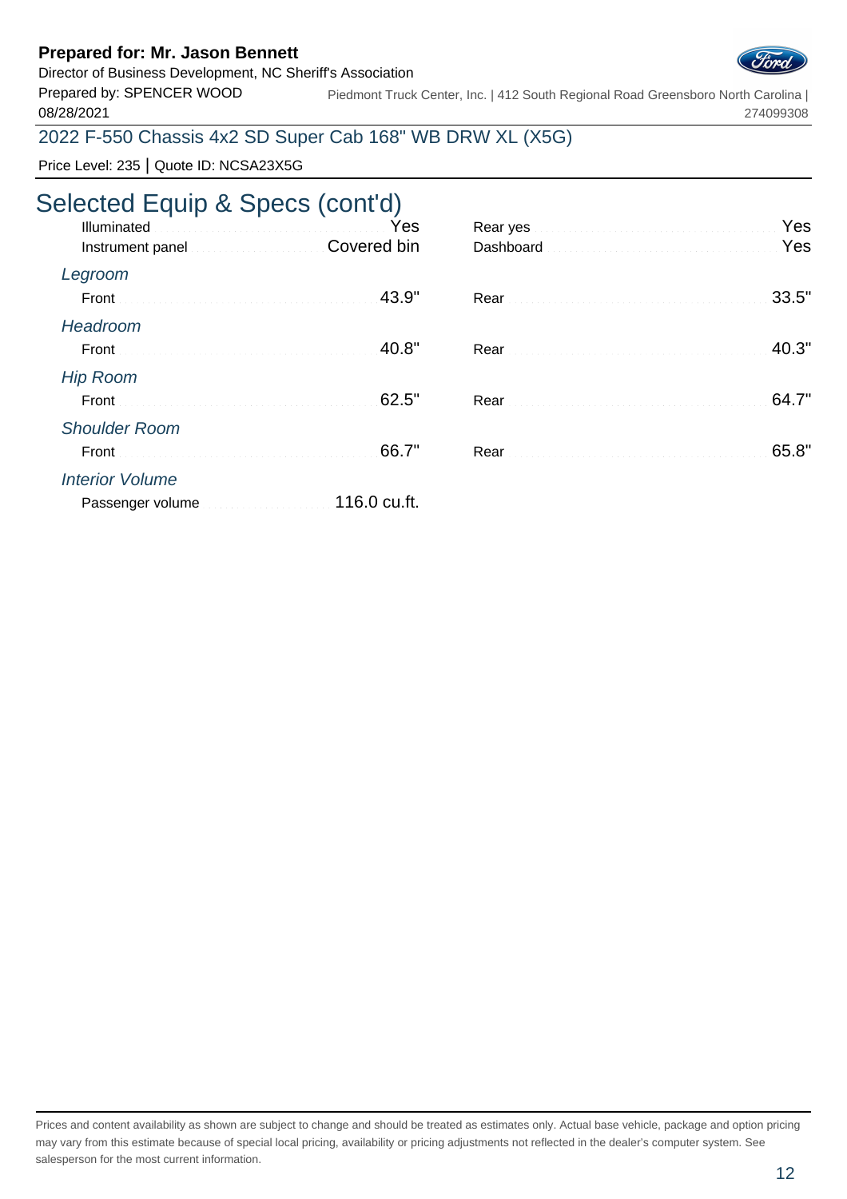## Selected Equip & Specs (cont'd)

| | | | |
|---|---|---|---|
| Illuminated | Yes | Rear yes | Yes |
| Instrument panel | Covered bin | Dashboard | Yes |

*Legroom*

| | | | |
|---|---|---|---|
| Front | 43.9" | Rear | 33.5" |

*Headroom*

| | | | |
|---|---|---|---|
| Front | 40.8" | Rear | 40.3" |

*Hip Room*

| | | | |
|---|---|---|---|
| Front | 62.5" | Rear | 64.7" |

*Shoulder Room*

| | | | |
|---|---|---|---|
| Front | 66.7" | Rear | 65.8" |

*Interior Volume*

| | |
|---|---|
| Passenger volume | 116.0 cu.ft. |

Prices and content availability as shown are subject to change and should be treated as estimates only. Actual base vehicle, package and option pricing may vary from this estimate because of special local pricing, availability or pricing adjustments not reflected in the dealer's computer system. See salesperson for the most current information.